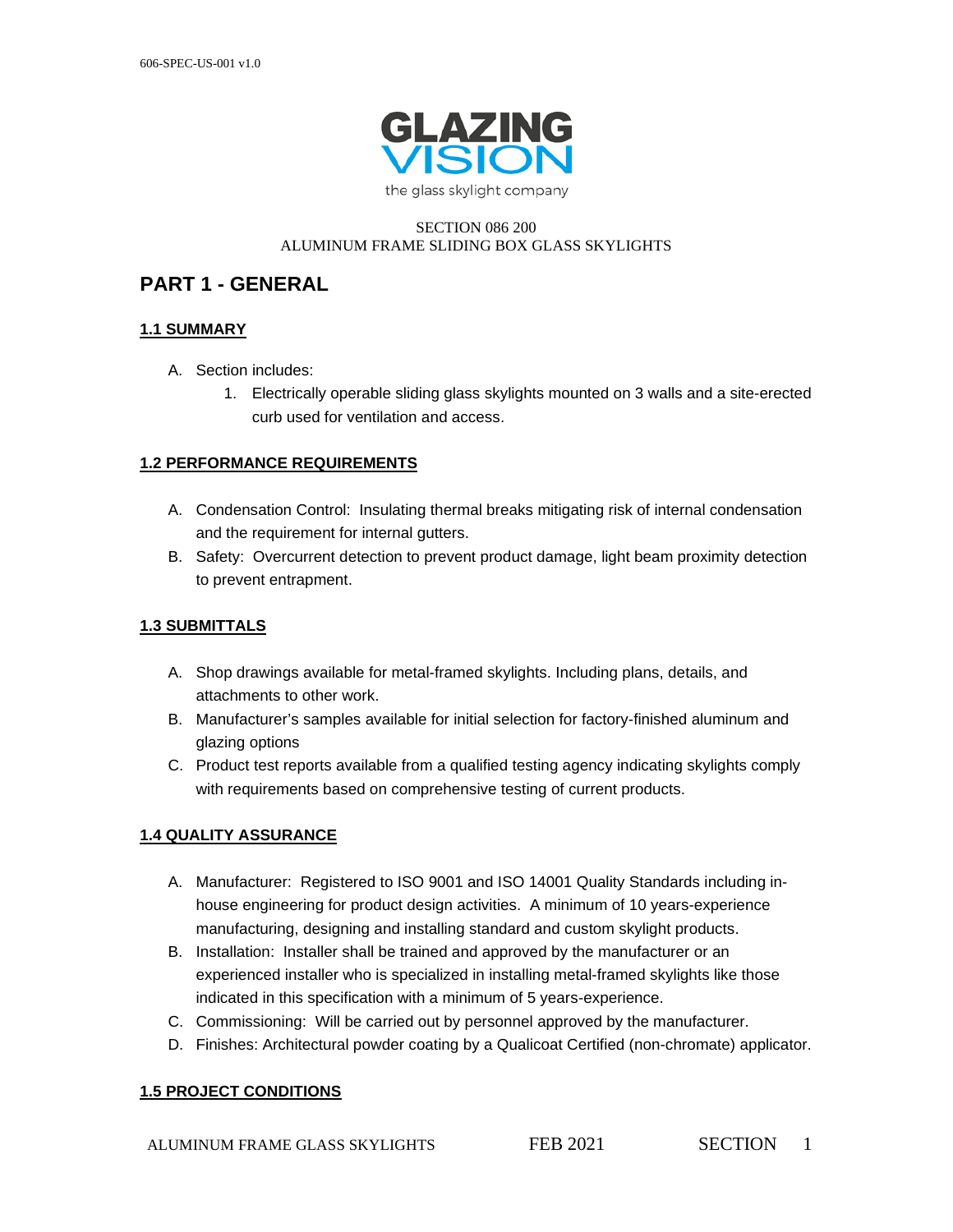GLAZING VISION

the glass skylight company

SECTION 086 200
ALUMINUM FRAME SLIDING BOX GLASS SKYLIGHTS

# PART 1 - GENERAL

## 1.1 SUMMARY

A. Section includes:
   1. Electrically operable sliding glass skylights mounted on 3 walls and a site-erected curb used for ventilation and access.

## 1.2 PERFORMANCE REQUIREMENTS

A. Condensation Control: Insulating thermal breaks mitigating risk of internal condensation and the requirement for internal gutters.
B. Safety: Overcurrent detection to prevent product damage, light beam proximity detection to prevent entrapment.

## 1.3 SUBMITTALS

A. Shop drawings available for metal-framed skylights. Including plans, details, and attachments to other work.
B. Manufacturer's samples available for initial selection for factory-finished aluminum and glazing options
C. Product test reports available from a qualified testing agency indicating skylights comply with requirements based on comprehensive testing of current products.

## 1.4 QUALITY ASSURANCE

A. Manufacturer: Registered to ISO 9001 and ISO 14001 Quality Standards including in-house engineering for product design activities. A minimum of 10 years-experience manufacturing, designing and installing standard and custom skylight products.
B. Installation: Installer shall be trained and approved by the manufacturer or an experienced installer who is specialized in installing metal-framed skylights like those indicated in this specification with a minimum of 5 years-experience.
C. Commissioning: Will be carried out by personnel approved by the manufacturer.
D. Finishes: Architectural powder coating by a Qualicoat Certified (non-chromate) applicator.

## 1.5 PROJECT CONDITIONS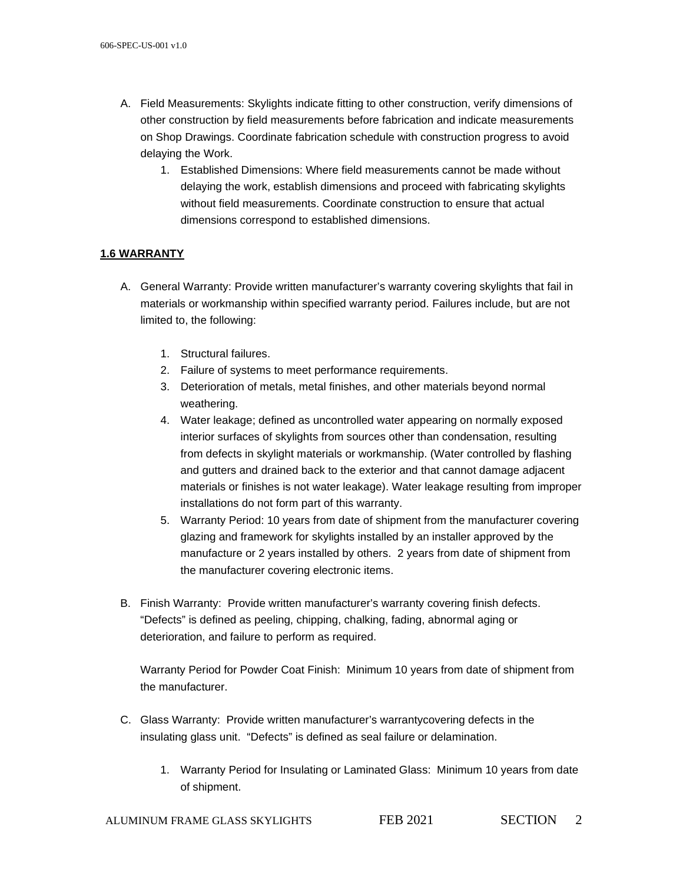A. Field Measurements: Skylights indicate fitting to other construction, verify dimensions of other construction by field measurements before fabrication and indicate measurements on Shop Drawings. Coordinate fabrication schedule with construction progress to avoid delaying the Work.
   1. Established Dimensions: Where field measurements cannot be made without delaying the work, establish dimensions and proceed with fabricating skylights without field measurements. Coordinate construction to ensure that actual dimensions correspond to established dimensions.

**1.6 WARRANTY**

A. General Warranty: Provide written manufacturer's warranty covering skylights that fail in materials or workmanship within specified warranty period. Failures include, but are not limited to, the following:
   1. Structural failures.
   2. Failure of systems to meet performance requirements.
   3. Deterioration of metals, metal finishes, and other materials beyond normal weathering.
   4. Water leakage; defined as uncontrolled water appearing on normally exposed interior surfaces of skylights from sources other than condensation, resulting from defects in skylight materials or workmanship. (Water controlled by flashing and gutters and drained back to the exterior and that cannot damage adjacent materials or finishes is not water leakage). Water leakage resulting from improper installations do not form part of this warranty.
   5. Warranty Period: 10 years from date of shipment from the manufacturer covering glazing and framework for skylights installed by an installer approved by the manufacture or 2 years installed by others. 2 years from date of shipment from the manufacturer covering electronic items.

B. Finish Warranty: Provide written manufacturer's warranty covering finish defects. "Defects" is defined as peeling, chipping, chalking, fading, abnormal aging or deterioration, and failure to perform as required.

   Warranty Period for Powder Coat Finish: Minimum 10 years from date of shipment from the manufacturer.

C. Glass Warranty: Provide written manufacturer's warrantycovering defects in the insulating glass unit. "Defects" is defined as seal failure or delamination.
   1. Warranty Period for Insulating or Laminated Glass: Minimum 10 years from date of shipment.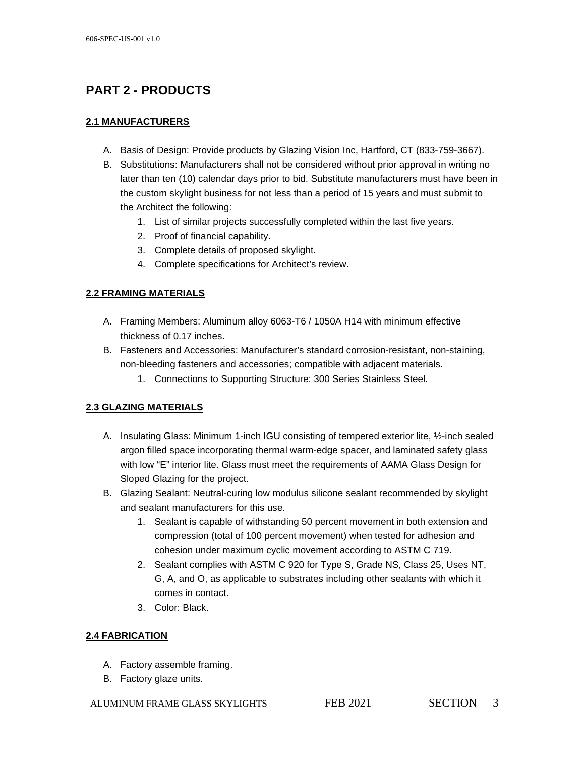# PART 2 - PRODUCTS

## 2.1 MANUFACTURERS

A. Basis of Design: Provide products by Glazing Vision Inc, Hartford, CT (833-759-3667).

B. Substitutions: Manufacturers shall not be considered without prior approval in writing no later than ten (10) calendar days prior to bid. Substitute manufacturers must have been in the custom skylight business for not less than a period of 15 years and must submit to the Architect the following:

1. List of similar projects successfully completed within the last five years.
2. Proof of financial capability.
3. Complete details of proposed skylight.
4. Complete specifications for Architect's review.

## 2.2 FRAMING MATERIALS

A. Framing Members: Aluminum alloy 6063-T6 / 1050A H14 with minimum effective thickness of 0.17 inches.

B. Fasteners and Accessories: Manufacturer's standard corrosion-resistant, non-staining, non-bleeding fasteners and accessories; compatible with adjacent materials.

1. Connections to Supporting Structure: 300 Series Stainless Steel.

## 2.3 GLAZING MATERIALS

A. Insulating Glass: Minimum 1-inch IGU consisting of tempered exterior lite, ½-inch sealed argon filled space incorporating thermal warm-edge spacer, and laminated safety glass with low "E" interior lite. Glass must meet the requirements of AAMA Glass Design for Sloped Glazing for the project.

B. Glazing Sealant: Neutral-curing low modulus silicone sealant recommended by skylight and sealant manufacturers for this use.

1. Sealant is capable of withstanding 50 percent movement in both extension and compression (total of 100 percent movement) when tested for adhesion and cohesion under maximum cyclic movement according to ASTM C 719.
2. Sealant complies with ASTM C 920 for Type S, Grade NS, Class 25, Uses NT, G, A, and O, as applicable to substrates including other sealants with which it comes in contact.
3. Color: Black.

## 2.4 FABRICATION

A. Factory assemble framing.

B. Factory glaze units.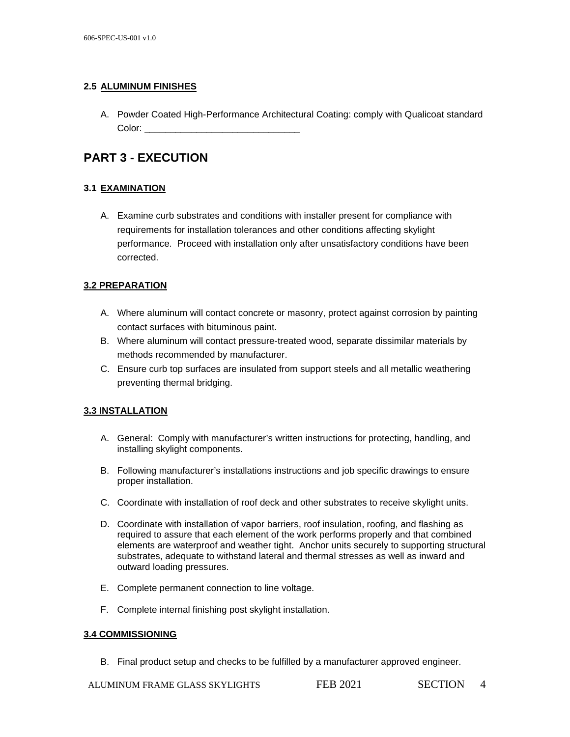### 2.5 ALUMINUM FINISHES

A. Powder Coated High-Performance Architectural Coating: comply with Qualicoat standard Color: ______________________________

## PART 3 - EXECUTION

### 3.1 EXAMINATION

A. Examine curb substrates and conditions with installer present for compliance with requirements for installation tolerances and other conditions affecting skylight performance. Proceed with installation only after unsatisfactory conditions have been corrected.

### 3.2 PREPARATION

A. Where aluminum will contact concrete or masonry, protect against corrosion by painting contact surfaces with bituminous paint.
B. Where aluminum will contact pressure-treated wood, separate dissimilar materials by methods recommended by manufacturer.
C. Ensure curb top surfaces are insulated from support steels and all metallic weathering preventing thermal bridging.

### 3.3 INSTALLATION

A. General: Comply with manufacturer's written instructions for protecting, handling, and installing skylight components.

B. Following manufacturer's installations instructions and job specific drawings to ensure proper installation.

C. Coordinate with installation of roof deck and other substrates to receive skylight units.

D. Coordinate with installation of vapor barriers, roof insulation, roofing, and flashing as required to assure that each element of the work performs properly and that combined elements are waterproof and weather tight. Anchor units securely to supporting structural substrates, adequate to withstand lateral and thermal stresses as well as inward and outward loading pressures.

E. Complete permanent connection to line voltage.

F. Complete internal finishing post skylight installation.

### 3.4 COMMISSIONING

B. Final product setup and checks to be fulfilled by a manufacturer approved engineer.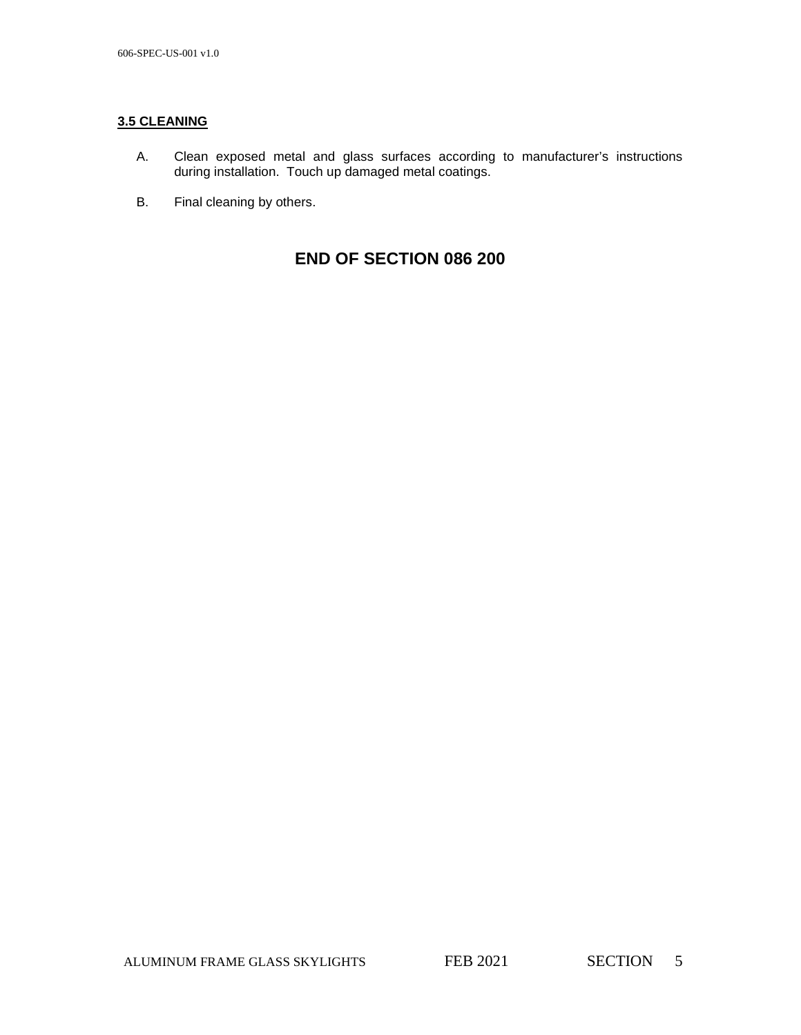### 3.5 CLEANING

A. Clean exposed metal and glass surfaces according to manufacturer's instructions during installation. Touch up damaged metal coatings.

B. Final cleaning by others.

## END OF SECTION 086 200